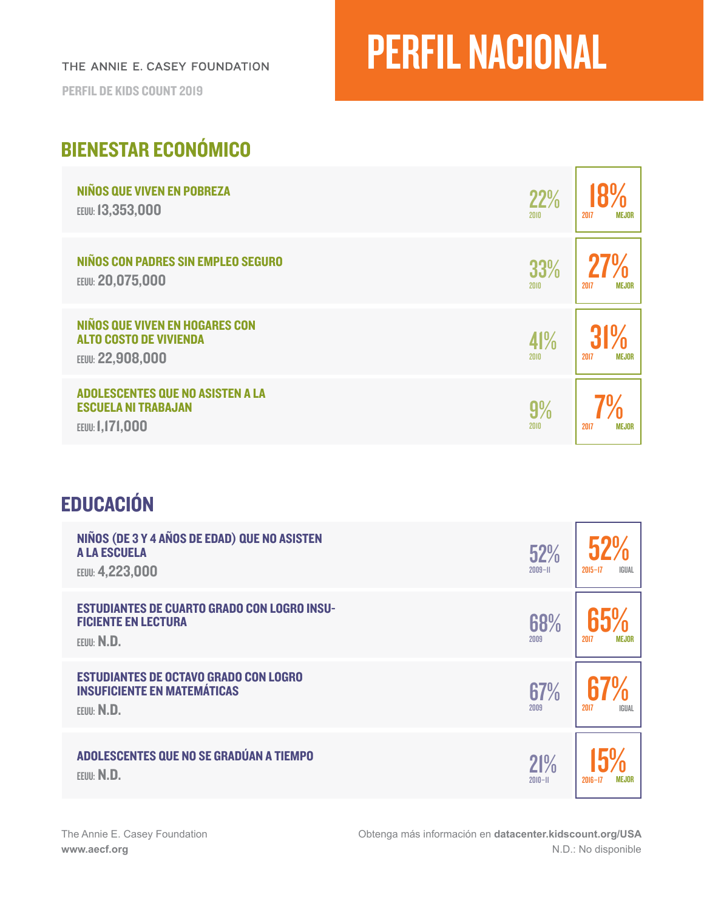THE ANNIE E. CASEY FOUNDATION

PERFIL DE KIDS COUNT 2019

# PERFIL NACIONAL

## BIENESTAR ECONÓMICO

**NIÑOS QUE VIVEN EN POBREZA**
EEUU: 13,353,000
22% 2010 | 18% 2017 MEJOR

**NIÑOS CON PADRES SIN EMPLEO SEGURO**
EEUU: 20,075,000
33% 2010 | 27% 2017 MEJOR

**NIÑOS QUE VIVEN EN HOGARES CON ALTO COSTO DE VIVIENDA**
EEUU: 22,908,000
41% 2010 | 31% 2017 MEJOR

**ADOLESCENTES QUE NO ASISTEN A LA ESCUELA NI TRABAJAN**
EEUU: 1,171,000
9% 2010 | 7% 2017 MEJOR

## EDUCACIÓN

**NIÑOS (DE 3 Y 4 AÑOS DE EDAD) QUE NO ASISTEN A LA ESCUELA**
EEUU: 4,223,000
52% 2009–11 | 52% 2015–17 IGUAL

**ESTUDIANTES DE CUARTO GRADO CON LOGRO INSUFICIENTE EN LECTURA**
EEUU: N.D.
68% 2009 | 65% 2017 MEJOR

**ESTUDIANTES DE OCTAVO GRADO CON LOGRO INSUFICIENTE EN MATEMÁTICAS**
EEUU: N.D.
67% 2009 | 67% 2017 IGUAL

**ADOLESCENTES QUE NO SE GRADÚAN A TIEMPO**
EEUU: N.D.
21% 2010–11 | 15% 2016–17 MEJOR

The Annie E. Casey Foundation
**www.aecf.org**

Obtenga más información en **datacenter.kidscount.org/USA**
N.D.: No disponible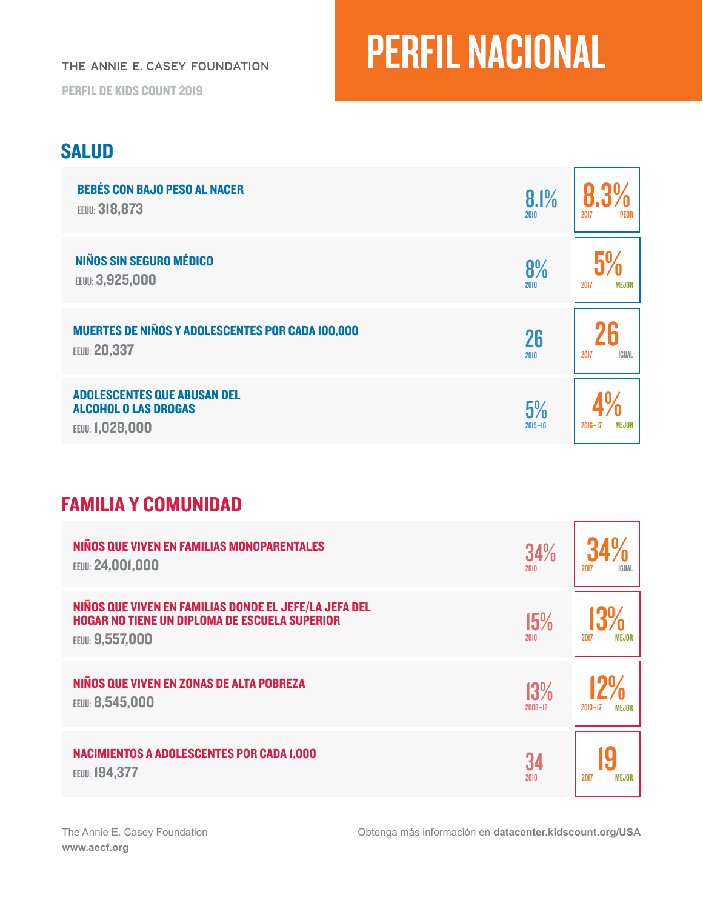THE ANNIE E. CASEY FOUNDATION

PERFIL DE KIDS COUNT 2019

# PERFIL NACIONAL

## SALUD

| Indicador | Valor anterior | Valor reciente | Tendencia |
|---|---|---|---|
| **BEBÉS CON BAJO PESO AL NACER** EEUU: 318,873 | 8.1% (2010) | 8.3% (2017) | PEOR |
| **NIÑOS SIN SEGURO MÉDICO** EEUU: 3,925,000 | 8% (2010) | 5% (2017) | MEJOR |
| **MUERTES DE NIÑOS Y ADOLESCENTES POR CADA 100,000** EEUU: 20,337 | 26 (2010) | 26 (2017) | IGUAL |
| **ADOLESCENTES QUE ABUSAN DEL ALCOHOL O LAS DROGAS** EEUU: 1,028,000 | 5% (2015–16) | 4% (2016–17) | MEJOR |

## FAMILIA Y COMUNIDAD

| Indicador | Valor anterior | Valor reciente | Tendencia |
|---|---|---|---|
| **NIÑOS QUE VIVEN EN FAMILIAS MONOPARENTALES** EEUU: 24,001,000 | 34% (2010) | 34% (2017) | IGUAL |
| **NIÑOS QUE VIVEN EN FAMILIAS DONDE EL JEFE/LA JEFA DEL HOGAR NO TIENE UN DIPLOMA DE ESCUELA SUPERIOR** EEUU: 9,557,000 | 15% (2010) | 13% (2017) | MEJOR |
| **NIÑOS QUE VIVEN EN ZONAS DE ALTA POBREZA** EEUU: 8,545,000 | 13% (2008–12) | 12% (2013–17) | MEJOR |
| **NACIMIENTOS A ADOLESCENTES POR CADA 1,000** EEUU: 194,377 | 34 (2010) | 19 (2017) | MEJOR |

The Annie E. Casey Foundation
**www.aecf.org**

Obtenga más información en **datacenter.kidscount.org/USA**